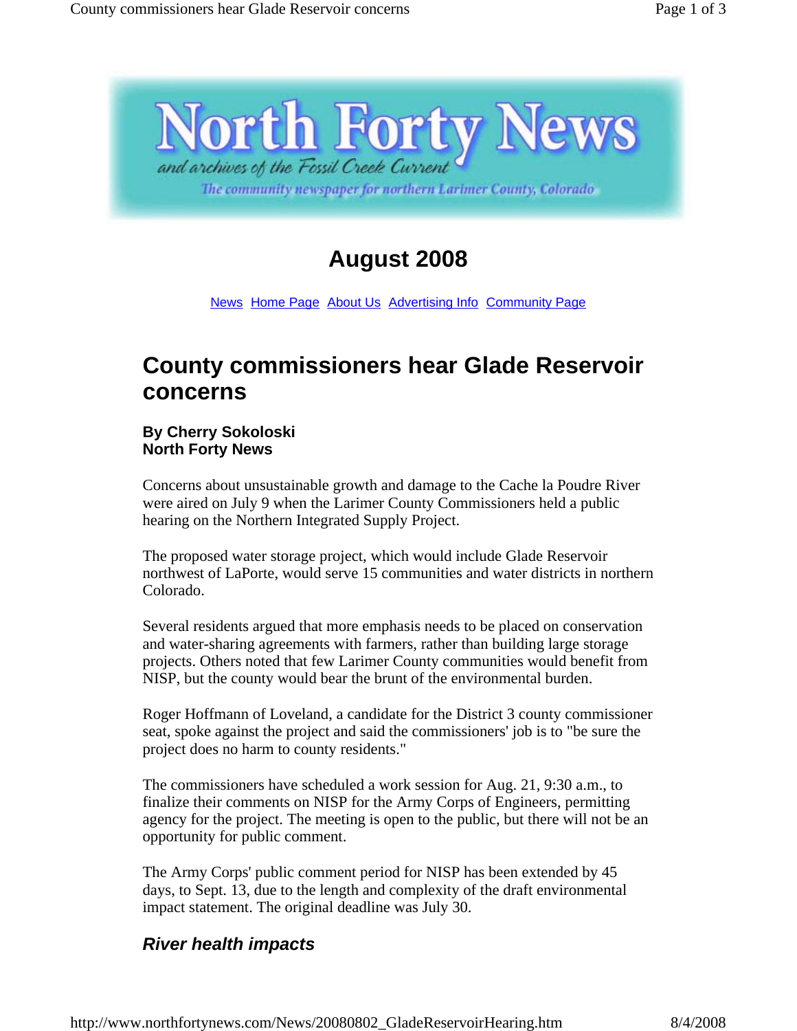# North Forty News

*and archives of the Fossil Creek Current*

*The community newspaper for northern Larimer County, Colorado*

## August 2008

News Home Page About Us Advertising Info Community Page

# County commissioners hear Glade Reservoir concerns

**By Cherry Sokoloski**
**North Forty News**

Concerns about unsustainable growth and damage to the Cache la Poudre River were aired on July 9 when the Larimer County Commissioners held a public hearing on the Northern Integrated Supply Project.

The proposed water storage project, which would include Glade Reservoir northwest of LaPorte, would serve 15 communities and water districts in northern Colorado.

Several residents argued that more emphasis needs to be placed on conservation and water-sharing agreements with farmers, rather than building large storage projects. Others noted that few Larimer County communities would benefit from NISP, but the county would bear the brunt of the environmental burden.

Roger Hoffmann of Loveland, a candidate for the District 3 county commissioner seat, spoke against the project and said the commissioners' job is to "be sure the project does no harm to county residents."

The commissioners have scheduled a work session for Aug. 21, 9:30 a.m., to finalize their comments on NISP for the Army Corps of Engineers, permitting agency for the project. The meeting is open to the public, but there will not be an opportunity for public comment.

The Army Corps' public comment period for NISP has been extended by 45 days, to Sept. 13, due to the length and complexity of the draft environmental impact statement. The original deadline was July 30.

## *River health impacts*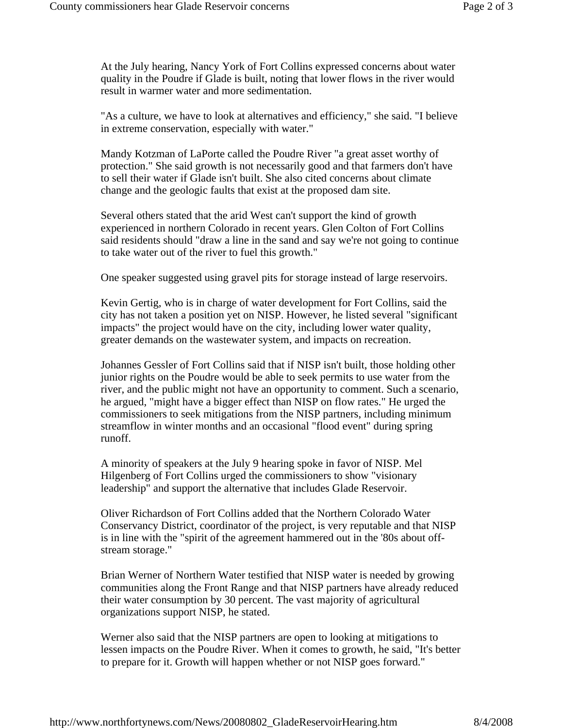At the July hearing, Nancy York of Fort Collins expressed concerns about water quality in the Poudre if Glade is built, noting that lower flows in the river would result in warmer water and more sedimentation.

"As a culture, we have to look at alternatives and efficiency," she said. "I believe in extreme conservation, especially with water."

Mandy Kotzman of LaPorte called the Poudre River "a great asset worthy of protection." She said growth is not necessarily good and that farmers don't have to sell their water if Glade isn't built. She also cited concerns about climate change and the geologic faults that exist at the proposed dam site.

Several others stated that the arid West can't support the kind of growth experienced in northern Colorado in recent years. Glen Colton of Fort Collins said residents should "draw a line in the sand and say we're not going to continue to take water out of the river to fuel this growth."

One speaker suggested using gravel pits for storage instead of large reservoirs.

Kevin Gertig, who is in charge of water development for Fort Collins, said the city has not taken a position yet on NISP. However, he listed several "significant impacts" the project would have on the city, including lower water quality, greater demands on the wastewater system, and impacts on recreation.

Johannes Gessler of Fort Collins said that if NISP isn't built, those holding other junior rights on the Poudre would be able to seek permits to use water from the river, and the public might not have an opportunity to comment. Such a scenario, he argued, "might have a bigger effect than NISP on flow rates." He urged the commissioners to seek mitigations from the NISP partners, including minimum streamflow in winter months and an occasional "flood event" during spring runoff.

A minority of speakers at the July 9 hearing spoke in favor of NISP. Mel Hilgenberg of Fort Collins urged the commissioners to show "visionary leadership" and support the alternative that includes Glade Reservoir.

Oliver Richardson of Fort Collins added that the Northern Colorado Water Conservancy District, coordinator of the project, is very reputable and that NISP is in line with the "spirit of the agreement hammered out in the '80s about off-stream storage."

Brian Werner of Northern Water testified that NISP water is needed by growing communities along the Front Range and that NISP partners have already reduced their water consumption by 30 percent. The vast majority of agricultural organizations support NISP, he stated.

Werner also said that the NISP partners are open to looking at mitigations to lessen impacts on the Poudre River. When it comes to growth, he said, "It's better to prepare for it. Growth will happen whether or not NISP goes forward."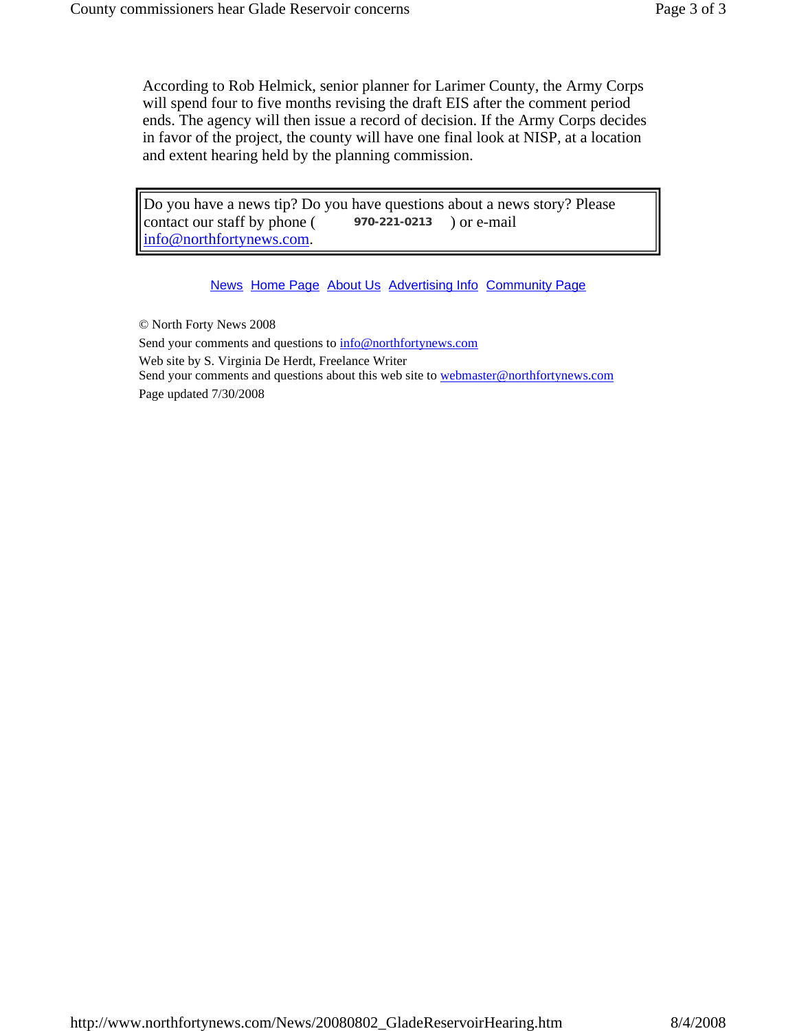According to Rob Helmick, senior planner for Larimer County, the Army Corps will spend four to five months revising the draft EIS after the comment period ends. The agency will then issue a record of decision. If the Army Corps decides in favor of the project, the county will have one final look at NISP, at a location and extent hearing held by the planning commission.

| |
|---|
| Do you have a news tip? Do you have questions about a news story? Please contact our staff by phone ( **970-221-0213** ) or e-mail info@northfortynews.com. |

News Home Page About Us Advertising Info Community Page

© North Forty News 2008

Send your comments and questions to info@northfortynews.com

Web site by S. Virginia De Herdt, Freelance Writer

Send your comments and questions about this web site to webmaster@northfortynews.com

Page updated 7/30/2008